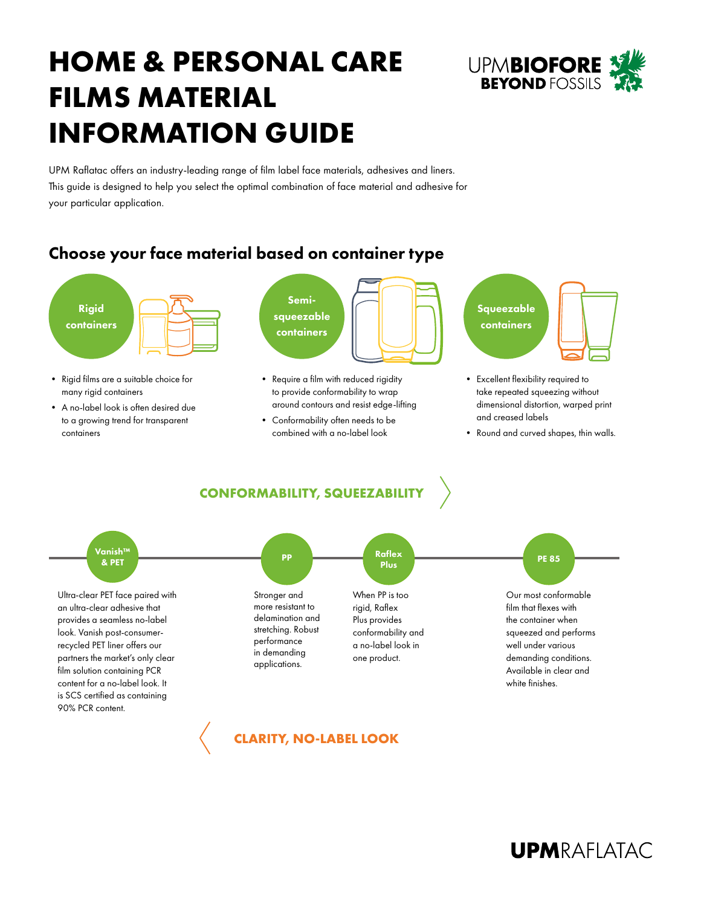# HOME & PERSONAL CARE FILMS MATERIAL INFORMATION GUIDE

UPM BIOFORE BEYOND FOSSILS

UPM Raflatac offers an industry-leading range of film label face materials, adhesives and liners. This guide is designed to help you select the optimal combination of face material and adhesive for your particular application.

## Choose your face material based on container type

### Rigid containers

- Rigid films are a suitable choice for many rigid containers
- A no-label look is often desired due to a growing trend for transparent containers

### Semi-squeezable containers

- Require a film with reduced rigidity to provide conformability to wrap around contours and resist edge-lifting
- Conformability often needs to be combined with a no-label look

### Squeezable containers

- Excellent flexibility required to take repeated squeezing without dimensional distortion, warped print and creased labels
- Round and curved shapes, thin walls.

**CONFORMABILITY, SQUEEZABILITY** →

### Vanish™ & PET

Ultra-clear PET face paired with an ultra-clear adhesive that provides a seamless no-label look. Vanish post-consumer-recycled PET liner offers our partners the market's only clear film solution containing PCR content for a no-label look. It is SCS certified as containing 90% PCR content.

### PP

Stronger and more resistant to delamination and stretching. Robust performance in demanding applications.

### Raflex Plus

When PP is too rigid, Raflex Plus provides conformability and a no-label look in one product.

### PE 85

Our most conformable film that flexes with the container when squeezed and performs well under various demanding conditions. Available in clear and white finishes.

← **CLARITY, NO-LABEL LOOK**

**UPM**RAFLATAC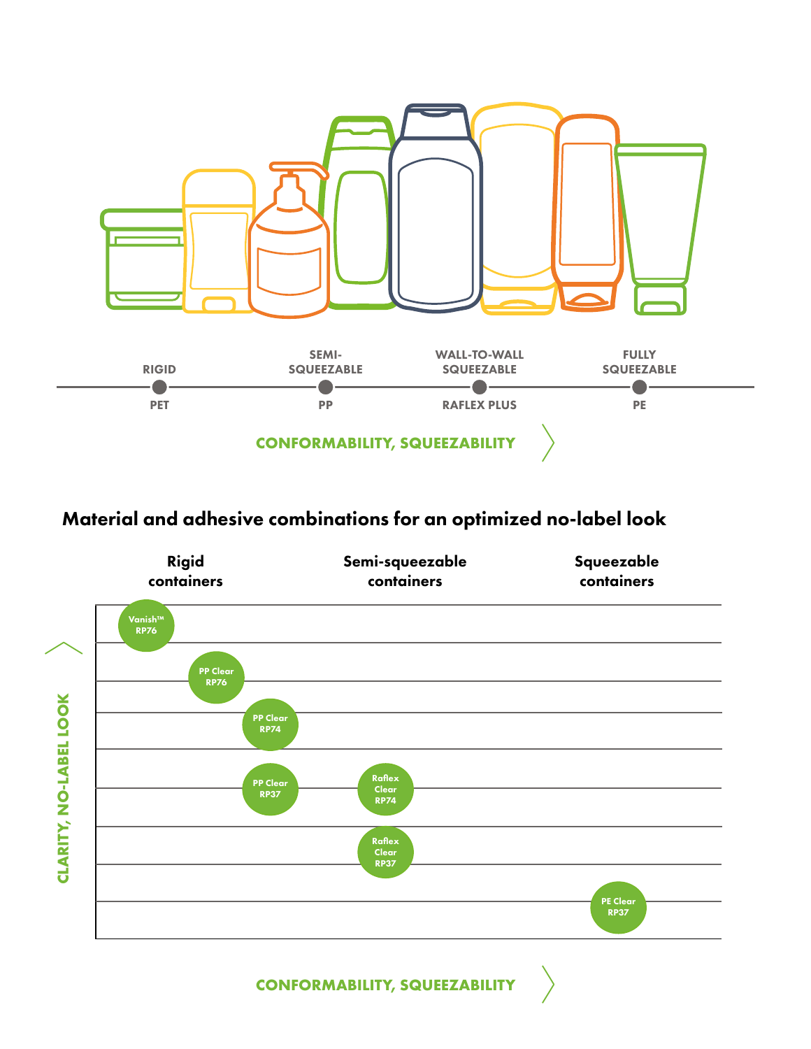RIGID — PET

SEMI-SQUEEZABLE — PP

WALL-TO-WALL SQUEEZABLE — RAFLEX PLUS

FULLY SQUEEZABLE — PE

CONFORMABILITY, SQUEEZABILITY

## Material and adhesive combinations for an optimized no-label look

| CLARITY, NO-LABEL LOOK | Rigid containers | Semi-squeezable containers | Squeezable containers |
|---|---|---|---|
| | Vanish™ RP76 | | |
| | PP Clear RP76 | | |
| | PP Clear RP74 | | |
| | PP Clear RP37 | Raflex Clear RP74 | |
| | | Raflex Clear RP37 | |
| | | | PE Clear RP37 |

CONFORMABILITY, SQUEEZABILITY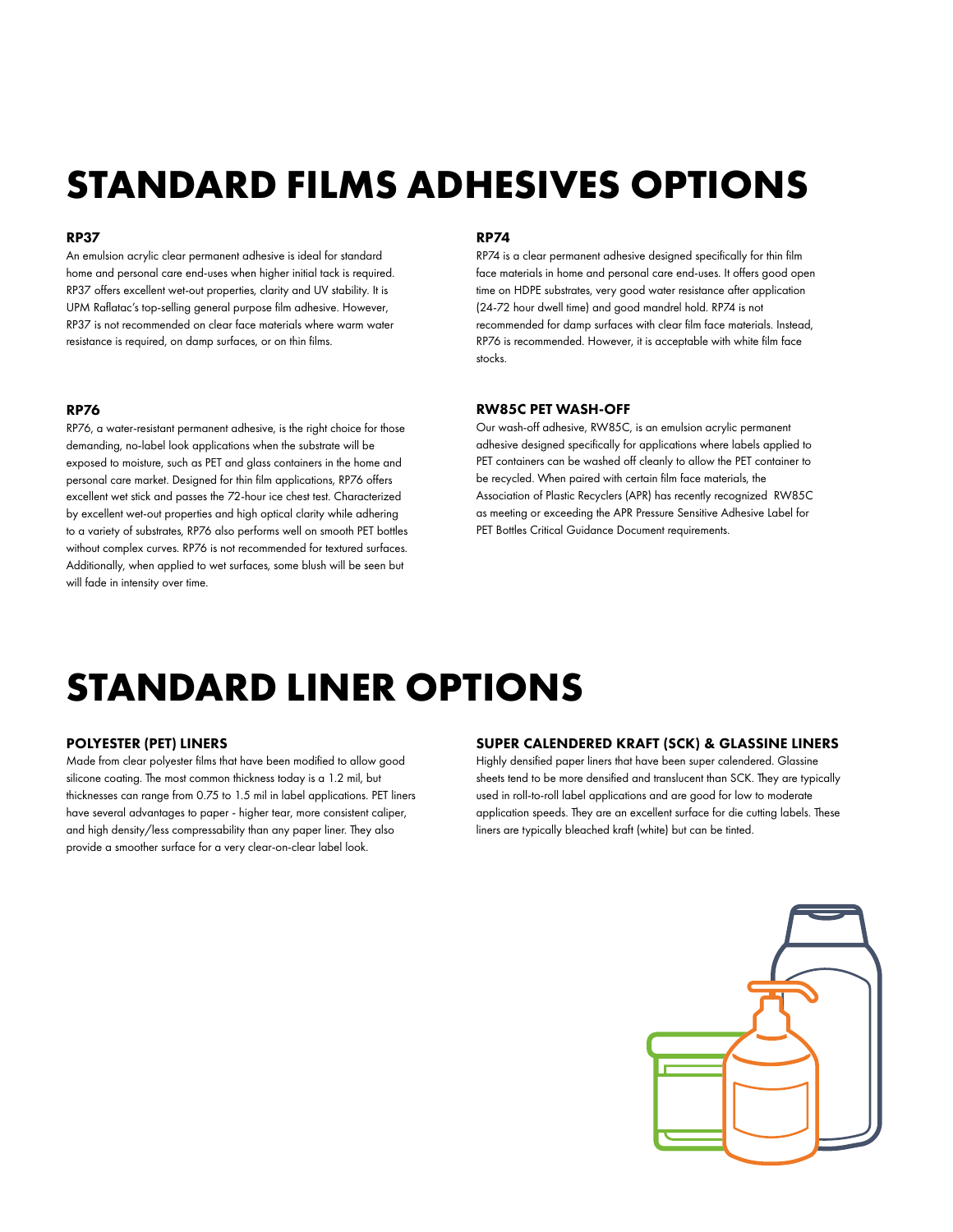# STANDARD FILMS ADHESIVES OPTIONS

### RP37

An emulsion acrylic clear permanent adhesive is ideal for standard home and personal care end-uses when higher initial tack is required. RP37 offers excellent wet-out properties, clarity and UV stability. It is UPM Raflatac's top-selling general purpose film adhesive. However, RP37 is not recommended on clear face materials where warm water resistance is required, on damp surfaces, or on thin films.

### RP76

RP76, a water-resistant permanent adhesive, is the right choice for those demanding, no-label look applications when the substrate will be exposed to moisture, such as PET and glass containers in the home and personal care market. Designed for thin film applications, RP76 offers excellent wet stick and passes the 72-hour ice chest test. Characterized by excellent wet-out properties and high optical clarity while adhering to a variety of substrates, RP76 also performs well on smooth PET bottles without complex curves. RP76 is not recommended for textured surfaces. Additionally, when applied to wet surfaces, some blush will be seen but will fade in intensity over time.

### RP74

RP74 is a clear permanent adhesive designed specifically for thin film face materials in home and personal care end-uses. It offers good open time on HDPE substrates, very good water resistance after application (24-72 hour dwell time) and good mandrel hold. RP74 is not recommended for damp surfaces with clear film face materials. Instead, RP76 is recommended. However, it is acceptable with white film face stocks.

### RW85C PET WASH-OFF

Our wash-off adhesive, RW85C, is an emulsion acrylic permanent adhesive designed specifically for applications where labels applied to PET containers can be washed off cleanly to allow the PET container to be recycled. When paired with certain film face materials, the Association of Plastic Recyclers (APR) has recently recognized RW85C as meeting or exceeding the APR Pressure Sensitive Adhesive Label for PET Bottles Critical Guidance Document requirements.

# STANDARD LINER OPTIONS

### POLYESTER (PET) LINERS

Made from clear polyester films that have been modified to allow good silicone coating. The most common thickness today is a 1.2 mil, but thicknesses can range from 0.75 to 1.5 mil in label applications. PET liners have several advantages to paper - higher tear, more consistent caliper, and high density/less compressability than any paper liner. They also provide a smoother surface for a very clear-on-clear label look.

### SUPER CALENDERED KRAFT (SCK) & GLASSINE LINERS

Highly densified paper liners that have been super calendered. Glassine sheets tend to be more densified and translucent than SCK. They are typically used in roll-to-roll label applications and are good for low to moderate application speeds. They are an excellent surface for die cutting labels. These liners are typically bleached kraft (white) but can be tinted.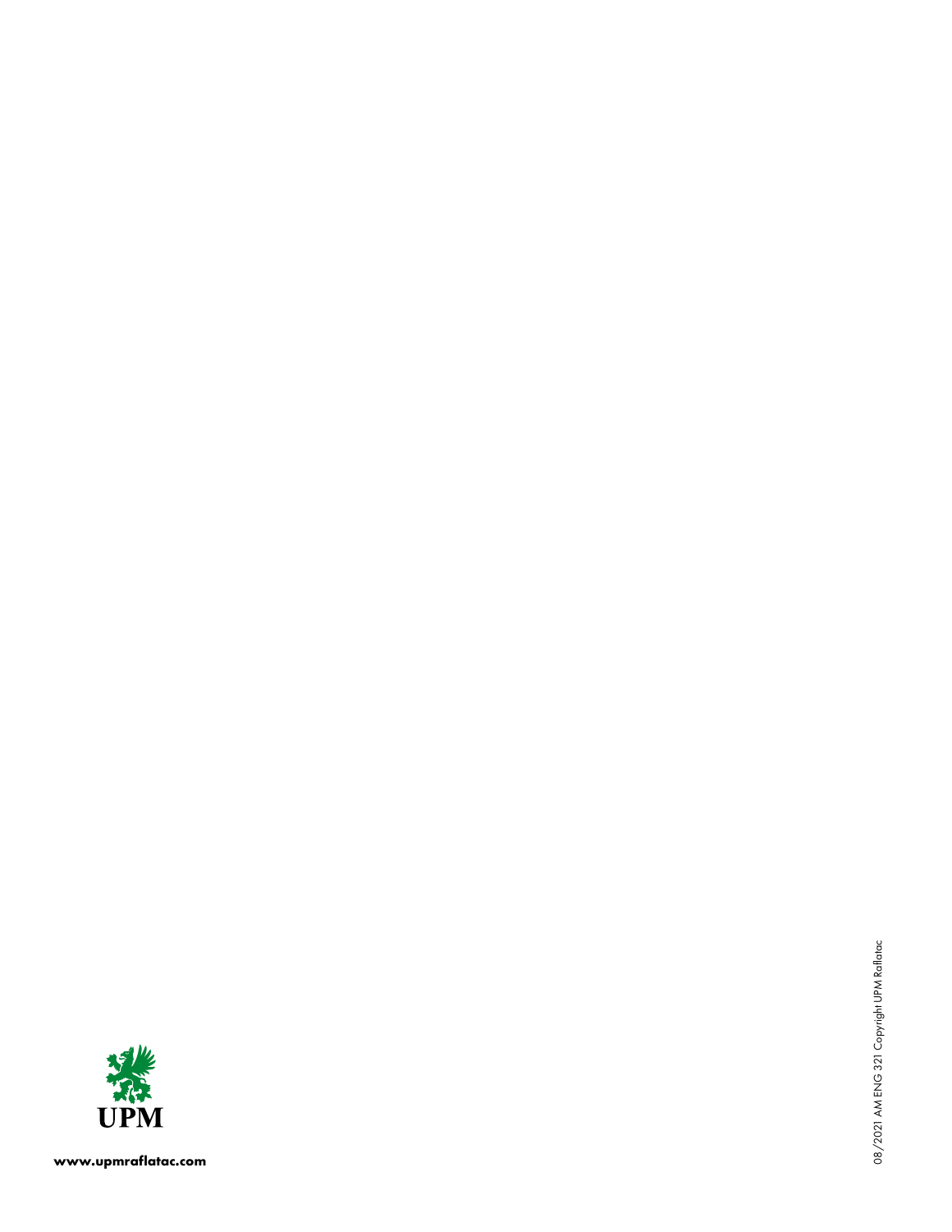UPM

**www.upmraflatac.com**

08/2021 AM ENG 321 Copyright UPM Raflatac